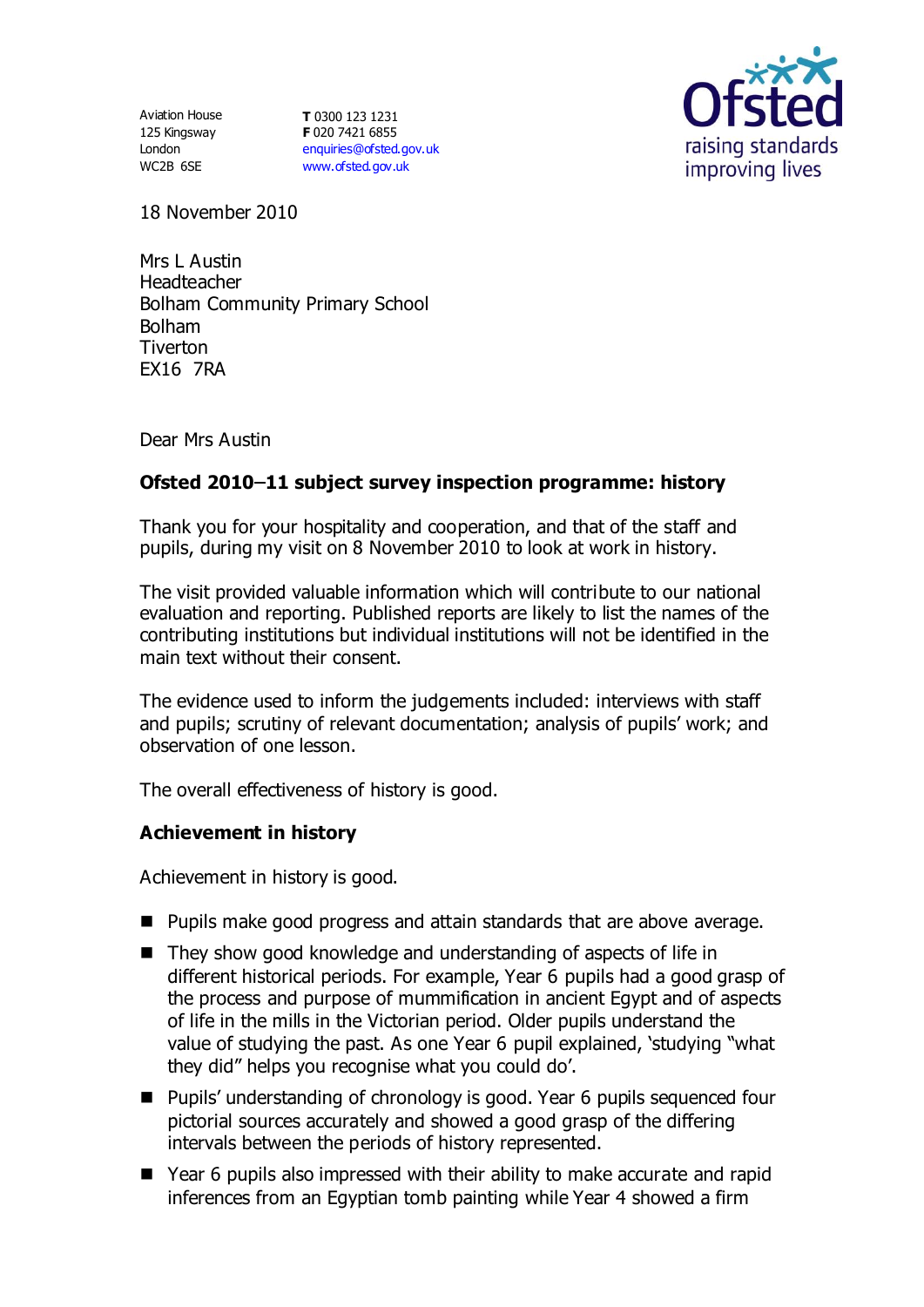Aviation House
125 Kingsway
London
WC2B 6SE

**T** 0300 123 1231
**F** 020 7421 6855
enquiries@ofsted.gov.uk
www.ofsted.gov.uk

18 November 2010

Mrs L Austin
Headteacher
Bolham Community Primary School
Bolham
Tiverton
EX16 7RA

Dear Mrs Austin

**Ofsted 2010–11 subject survey inspection programme: history**

Thank you for your hospitality and cooperation, and that of the staff and pupils, during my visit on 8 November 2010 to look at work in history.

The visit provided valuable information which will contribute to our national evaluation and reporting. Published reports are likely to list the names of the contributing institutions but individual institutions will not be identified in the main text without their consent.

The evidence used to inform the judgements included: interviews with staff and pupils; scrutiny of relevant documentation; analysis of pupils' work; and observation of one lesson.

The overall effectiveness of history is good.

**Achievement in history**

Achievement in history is good.

- Pupils make good progress and attain standards that are above average.
- They show good knowledge and understanding of aspects of life in different historical periods. For example, Year 6 pupils had a good grasp of the process and purpose of mummification in ancient Egypt and of aspects of life in the mills in the Victorian period. Older pupils understand the value of studying the past. As one Year 6 pupil explained, 'studying "what they did" helps you recognise what you could do'.
- Pupils' understanding of chronology is good. Year 6 pupils sequenced four pictorial sources accurately and showed a good grasp of the differing intervals between the periods of history represented.
- Year 6 pupils also impressed with their ability to make accurate and rapid inferences from an Egyptian tomb painting while Year 4 showed a firm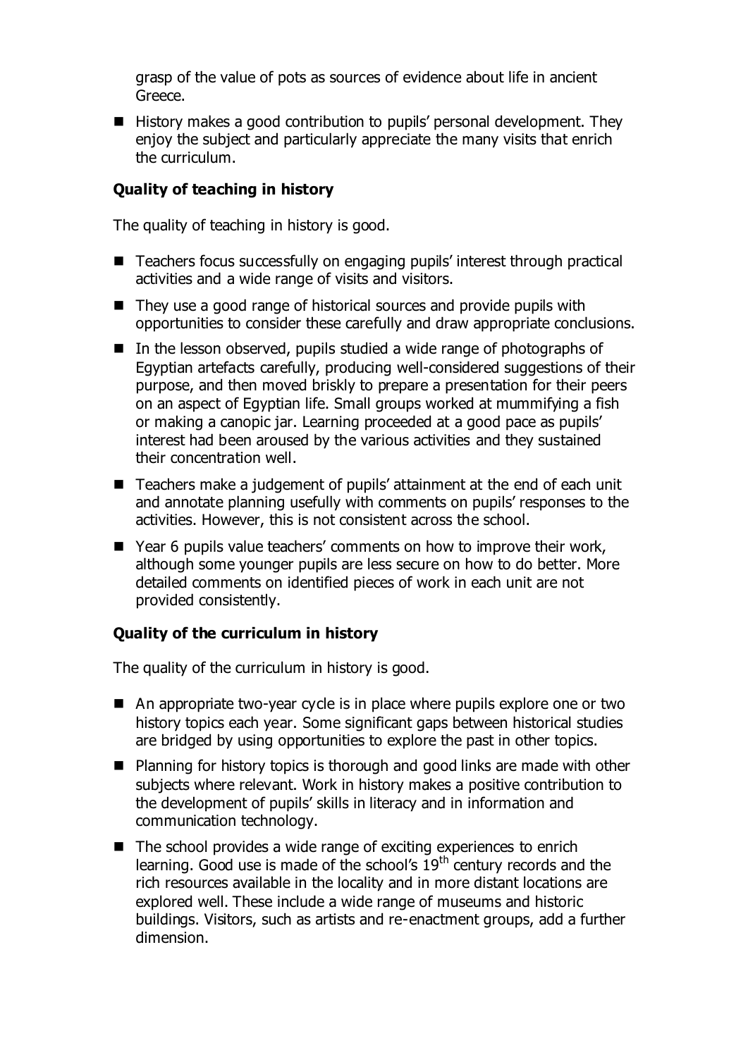grasp of the value of pots as sources of evidence about life in ancient Greece.

- History makes a good contribution to pupils' personal development. They enjoy the subject and particularly appreciate the many visits that enrich the curriculum.

**Quality of teaching in history**

The quality of teaching in history is good.

- Teachers focus successfully on engaging pupils' interest through practical activities and a wide range of visits and visitors.
- They use a good range of historical sources and provide pupils with opportunities to consider these carefully and draw appropriate conclusions.
- In the lesson observed, pupils studied a wide range of photographs of Egyptian artefacts carefully, producing well-considered suggestions of their purpose, and then moved briskly to prepare a presentation for their peers on an aspect of Egyptian life. Small groups worked at mummifying a fish or making a canopic jar. Learning proceeded at a good pace as pupils' interest had been aroused by the various activities and they sustained their concentration well.
- Teachers make a judgement of pupils' attainment at the end of each unit and annotate planning usefully with comments on pupils' responses to the activities. However, this is not consistent across the school.
- Year 6 pupils value teachers' comments on how to improve their work, although some younger pupils are less secure on how to do better. More detailed comments on identified pieces of work in each unit are not provided consistently.

**Quality of the curriculum in history**

The quality of the curriculum in history is good.

- An appropriate two-year cycle is in place where pupils explore one or two history topics each year. Some significant gaps between historical studies are bridged by using opportunities to explore the past in other topics.
- Planning for history topics is thorough and good links are made with other subjects where relevant. Work in history makes a positive contribution to the development of pupils' skills in literacy and in information and communication technology.
- The school provides a wide range of exciting experiences to enrich learning. Good use is made of the school's 19th century records and the rich resources available in the locality and in more distant locations are explored well. These include a wide range of museums and historic buildings. Visitors, such as artists and re-enactment groups, add a further dimension.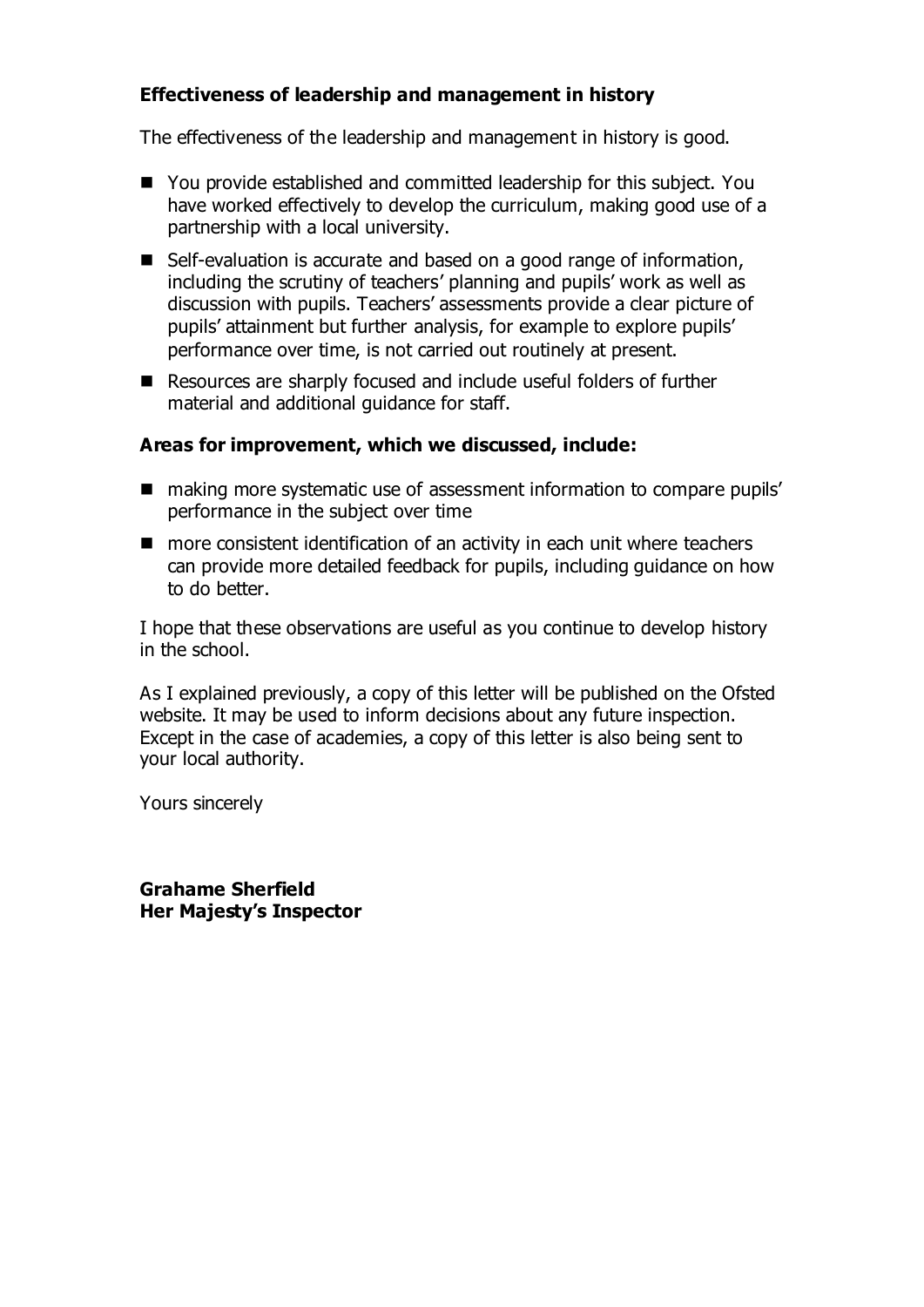**Effectiveness of leadership and management in history**

The effectiveness of the leadership and management in history is good.

- You provide established and committed leadership for this subject. You have worked effectively to develop the curriculum, making good use of a partnership with a local university.
- Self-evaluation is accurate and based on a good range of information, including the scrutiny of teachers' planning and pupils' work as well as discussion with pupils. Teachers' assessments provide a clear picture of pupils' attainment but further analysis, for example to explore pupils' performance over time, is not carried out routinely at present.
- Resources are sharply focused and include useful folders of further material and additional guidance for staff.

**Areas for improvement, which we discussed, include:**

- making more systematic use of assessment information to compare pupils' performance in the subject over time
- more consistent identification of an activity in each unit where teachers can provide more detailed feedback for pupils, including guidance on how to do better.

I hope that these observations are useful as you continue to develop history in the school.

As I explained previously, a copy of this letter will be published on the Ofsted website. It may be used to inform decisions about any future inspection. Except in the case of academies, a copy of this letter is also being sent to your local authority.

Yours sincerely

**Grahame Sherfield**
**Her Majesty's Inspector**